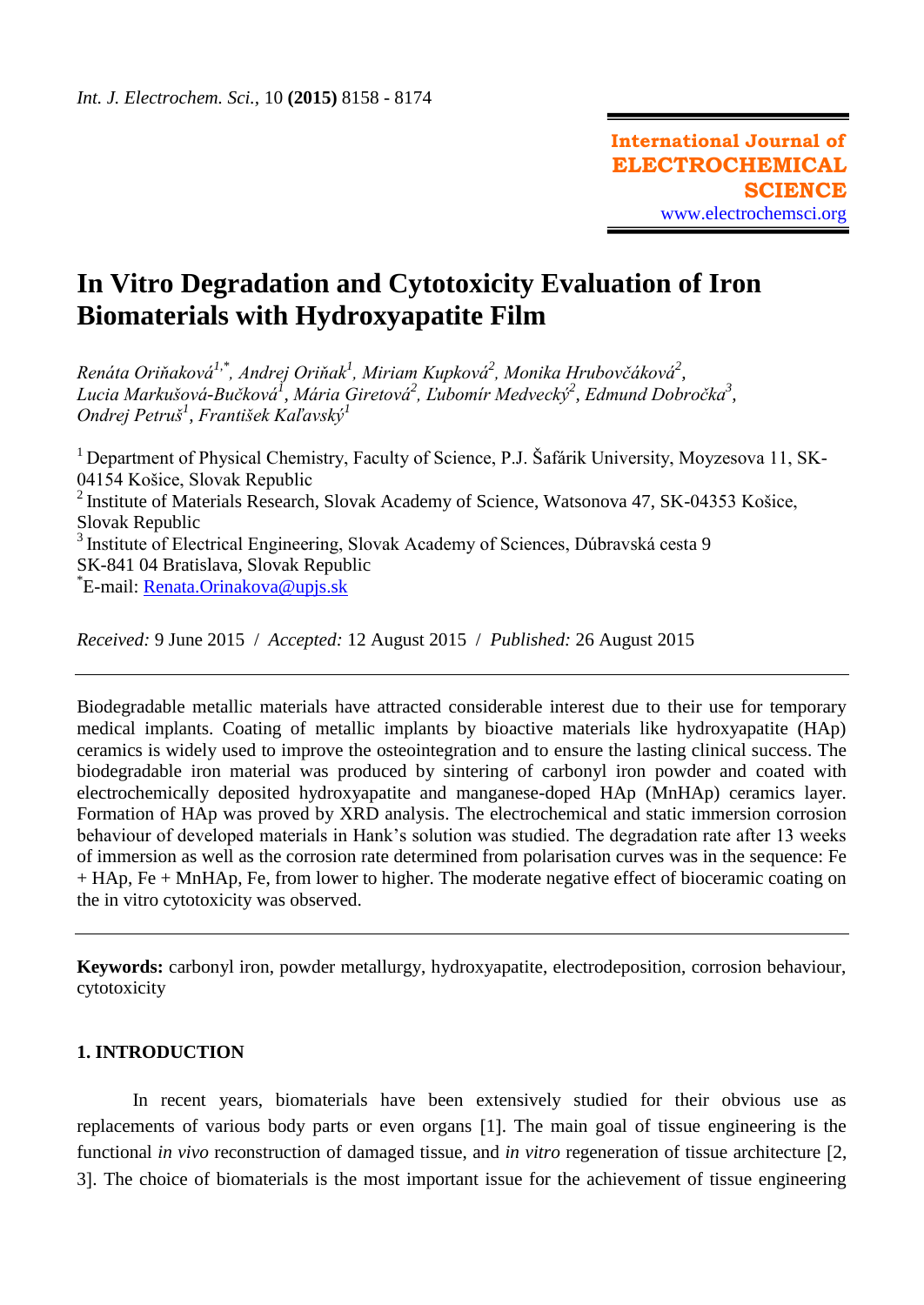# In Vitro Degradation and Cytotoxicity Evaluation of Iron Biomaterials with Hydroxyapatite Film

*Renáta Oriňaková[1,*], Andrej Oriňak[1], Miriam Kupková[2], Monika Hrubovčáková[2], Lucia Markušová-Bučková[1], Mária Giretová[2], Ľubomír Medvecký[2], Edmund Dobročka[3], Ondrej Petruš[1], František Kaľavský[1]*

[1] Department of Physical Chemistry, Faculty of Science, P.J. Šafárik University, Moyzesova 11, SK-04154 Košice, Slovak Republic
[2] Institute of Materials Research, Slovak Academy of Science, Watsonova 47, SK-04353 Košice, Slovak Republic
[3] Institute of Electrical Engineering, Slovak Academy of Sciences, Dúbravská cesta 9 SK-841 04 Bratislava, Slovak Republic
[*]E-mail: Renata.Orinakova@upjs.sk

*Received:* 9 June 2015 / *Accepted:* 12 August 2015 / *Published:* 26 August 2015

---

Biodegradable metallic materials have attracted considerable interest due to their use for temporary medical implants. Coating of metallic implants by bioactive materials like hydroxyapatite (HAp) ceramics is widely used to improve the osteointegration and to ensure the lasting clinical success. The biodegradable iron material was produced by sintering of carbonyl iron powder and coated with electrochemically deposited hydroxyapatite and manganese-doped HAp (MnHAp) ceramics layer. Formation of HAp was proved by XRD analysis. The electrochemical and static immersion corrosion behaviour of developed materials in Hank's solution was studied. The degradation rate after 13 weeks of immersion as well as the corrosion rate determined from polarisation curves was in the sequence: Fe + HAp, Fe + MnHAp, Fe, from lower to higher. The moderate negative effect of bioceramic coating on the in vitro cytotoxicity was observed.

---

**Keywords:** carbonyl iron, powder metallurgy, hydroxyapatite, electrodeposition, corrosion behaviour, cytotoxicity

## 1. INTRODUCTION

In recent years, biomaterials have been extensively studied for their obvious use as replacements of various body parts or even organs [1]. The main goal of tissue engineering is the functional *in vivo* reconstruction of damaged tissue, and *in vitro* regeneration of tissue architecture [2, 3]. The choice of biomaterials is the most important issue for the achievement of tissue engineering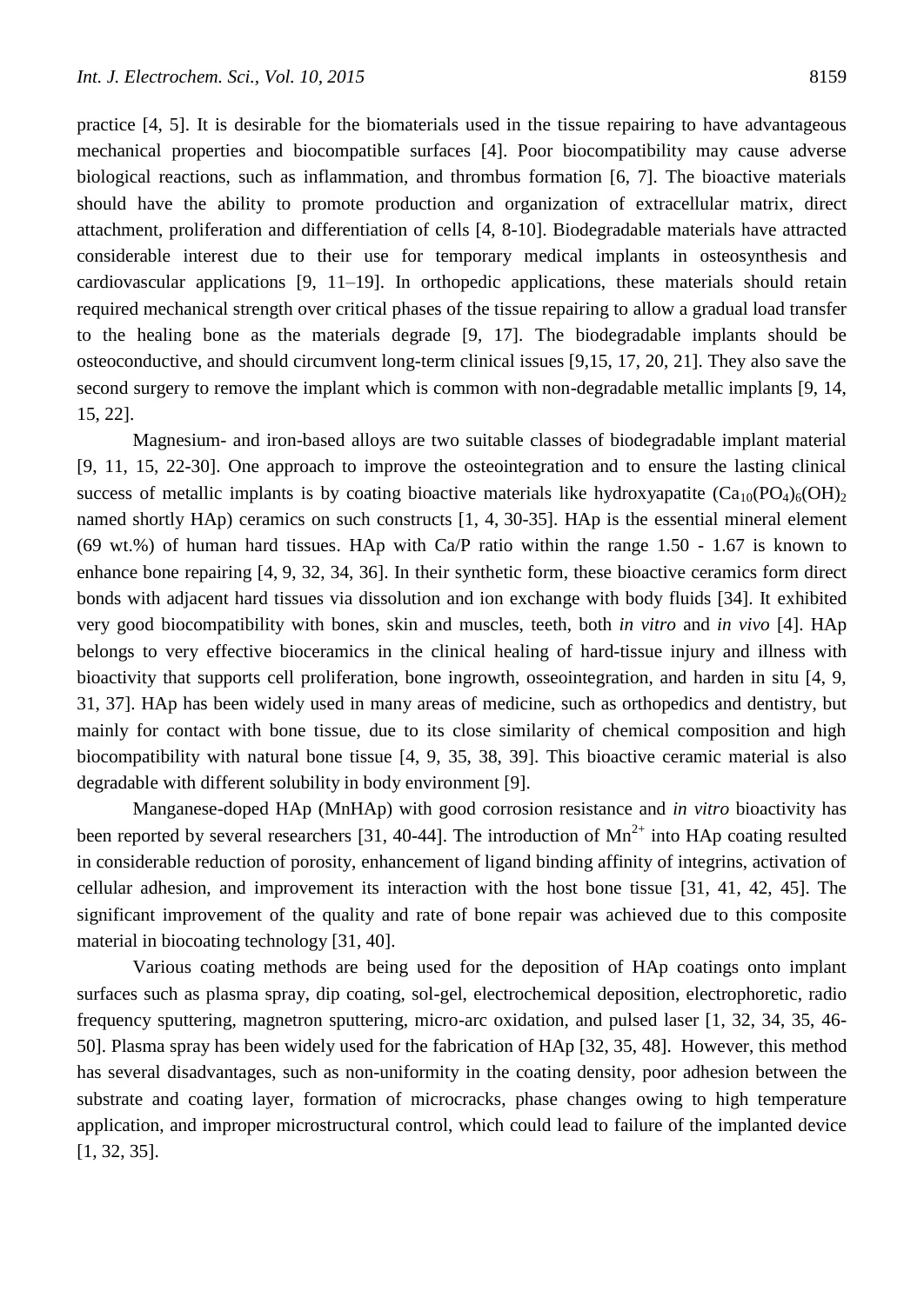practice [4, 5]. It is desirable for the biomaterials used in the tissue repairing to have advantageous mechanical properties and biocompatible surfaces [4]. Poor biocompatibility may cause adverse biological reactions, such as inflammation, and thrombus formation [6, 7]. The bioactive materials should have the ability to promote production and organization of extracellular matrix, direct attachment, proliferation and differentiation of cells [4, 8-10]. Biodegradable materials have attracted considerable interest due to their use for temporary medical implants in osteosynthesis and cardiovascular applications [9, 11–19]. In orthopedic applications, these materials should retain required mechanical strength over critical phases of the tissue repairing to allow a gradual load transfer to the healing bone as the materials degrade [9, 17]. The biodegradable implants should be osteoconductive, and should circumvent long-term clinical issues [9,15, 17, 20, 21]. They also save the second surgery to remove the implant which is common with non-degradable metallic implants [9, 14, 15, 22].

Magnesium- and iron-based alloys are two suitable classes of biodegradable implant material [9, 11, 15, 22-30]. One approach to improve the osteointegration and to ensure the lasting clinical success of metallic implants is by coating bioactive materials like hydroxyapatite ($Ca_{10}(PO_4)_6(OH)_2$ named shortly HAp) ceramics on such constructs [1, 4, 30-35]. HAp is the essential mineral element (69 wt.%) of human hard tissues. HAp with Ca/P ratio within the range 1.50 - 1.67 is known to enhance bone repairing [4, 9, 32, 34, 36]. In their synthetic form, these bioactive ceramics form direct bonds with adjacent hard tissues via dissolution and ion exchange with body fluids [34]. It exhibited very good biocompatibility with bones, skin and muscles, teeth, both *in vitro* and *in vivo* [4]. HAp belongs to very effective bioceramics in the clinical healing of hard-tissue injury and illness with bioactivity that supports cell proliferation, bone ingrowth, osseointegration, and harden in situ [4, 9, 31, 37]. HAp has been widely used in many areas of medicine, such as orthopedics and dentistry, but mainly for contact with bone tissue, due to its close similarity of chemical composition and high biocompatibility with natural bone tissue [4, 9, 35, 38, 39]. This bioactive ceramic material is also degradable with different solubility in body environment [9].

Manganese-doped HAp (MnHAp) with good corrosion resistance and *in vitro* bioactivity has been reported by several researchers [31, 40-44]. The introduction of $Mn^{2+}$ into HAp coating resulted in considerable reduction of porosity, enhancement of ligand binding affinity of integrins, activation of cellular adhesion, and improvement its interaction with the host bone tissue [31, 41, 42, 45]. The significant improvement of the quality and rate of bone repair was achieved due to this composite material in biocoating technology [31, 40].

Various coating methods are being used for the deposition of HAp coatings onto implant surfaces such as plasma spray, dip coating, sol-gel, electrochemical deposition, electrophoretic, radio frequency sputtering, magnetron sputtering, micro-arc oxidation, and pulsed laser [1, 32, 34, 35, 46-50]. Plasma spray has been widely used for the fabrication of HAp [32, 35, 48]. However, this method has several disadvantages, such as non-uniformity in the coating density, poor adhesion between the substrate and coating layer, formation of microcracks, phase changes owing to high temperature application, and improper microstructural control, which could lead to failure of the implanted device [1, 32, 35].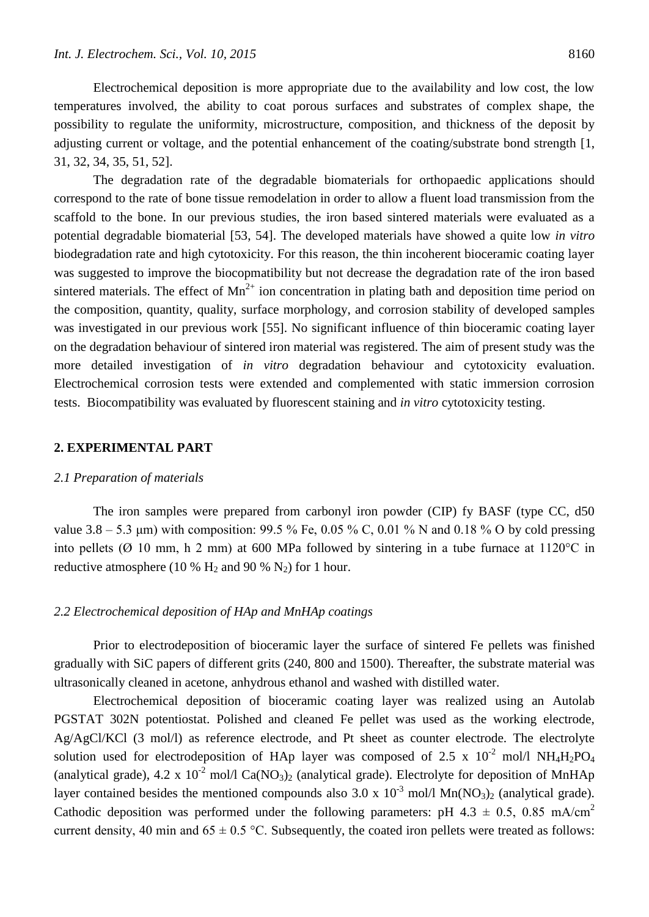Electrochemical deposition is more appropriate due to the availability and low cost, the low temperatures involved, the ability to coat porous surfaces and substrates of complex shape, the possibility to regulate the uniformity, microstructure, composition, and thickness of the deposit by adjusting current or voltage, and the potential enhancement of the coating/substrate bond strength [1, 31, 32, 34, 35, 51, 52].

The degradation rate of the degradable biomaterials for orthopaedic applications should correspond to the rate of bone tissue remodelation in order to allow a fluent load transmission from the scaffold to the bone. In our previous studies, the iron based sintered materials were evaluated as a potential degradable biomaterial [53, 54]. The developed materials have showed a quite low *in vitro* biodegradation rate and high cytotoxicity. For this reason, the thin incoherent bioceramic coating layer was suggested to improve the biocopmatibility but not decrease the degradation rate of the iron based sintered materials. The effect of $Mn^{2+}$ ion concentration in plating bath and deposition time period on the composition, quantity, quality, surface morphology, and corrosion stability of developed samples was investigated in our previous work [55]. No significant influence of thin bioceramic coating layer on the degradation behaviour of sintered iron material was registered. The aim of present study was the more detailed investigation of *in vitro* degradation behaviour and cytotoxicity evaluation. Electrochemical corrosion tests were extended and complemented with static immersion corrosion tests. Biocompatibility was evaluated by fluorescent staining and *in vitro* cytotoxicity testing.

## 2. EXPERIMENTAL PART

### *2.1 Preparation of materials*

The iron samples were prepared from carbonyl iron powder (CIP) fy BASF (type CC, d50 value 3.8 – 5.3 μm) with composition: 99.5 % Fe, 0.05 % C, 0.01 % N and 0.18 % O by cold pressing into pellets (Ø 10 mm, h 2 mm) at 600 MPa followed by sintering in a tube furnace at 1120°C in reductive atmosphere (10 % $H_2$ and 90 % $N_2$) for 1 hour.

### *2.2 Electrochemical deposition of HAp and MnHAp coatings*

Prior to electrodeposition of bioceramic layer the surface of sintered Fe pellets was finished gradually with SiC papers of different grits (240, 800 and 1500). Thereafter, the substrate material was ultrasonically cleaned in acetone, anhydrous ethanol and washed with distilled water.

Electrochemical deposition of bioceramic coating layer was realized using an Autolab PGSTAT 302N potentiostat. Polished and cleaned Fe pellet was used as the working electrode, Ag/AgCl/KCl (3 mol/l) as reference electrode, and Pt sheet as counter electrode. The electrolyte solution used for electrodeposition of HAp layer was composed of 2.5 x $10^{-2}$ mol/l $NH_4H_2PO_4$ (analytical grade), 4.2 x $10^{-2}$ mol/l $Ca(NO_3)_2$ (analytical grade). Electrolyte for deposition of MnHAp layer contained besides the mentioned compounds also 3.0 x $10^{-3}$ mol/l $Mn(NO_3)_2$ (analytical grade). Cathodic deposition was performed under the following parameters: pH 4.3 ± 0.5, 0.85 mA/cm$^2$ current density, 40 min and 65 ± 0.5 °C. Subsequently, the coated iron pellets were treated as follows: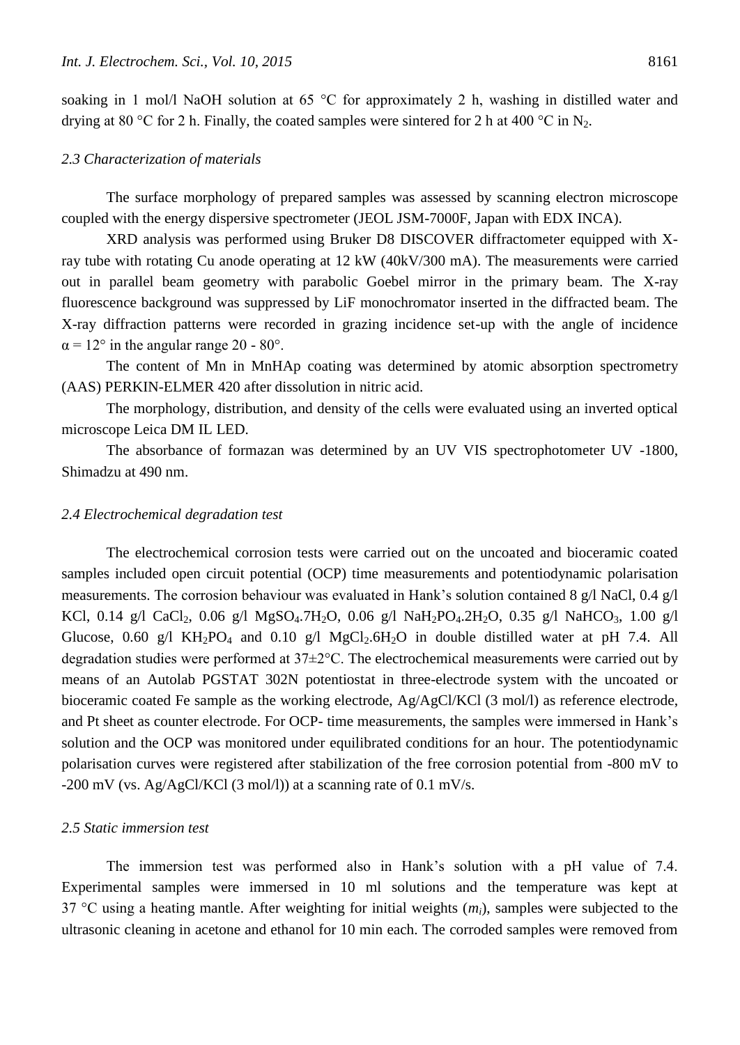soaking in 1 mol/l NaOH solution at 65 °C for approximately 2 h, washing in distilled water and drying at 80 °C for 2 h. Finally, the coated samples were sintered for 2 h at 400 °C in $N_2$.

### *2.3 Characterization of materials*

The surface morphology of prepared samples was assessed by scanning electron microscope coupled with the energy dispersive spectrometer (JEOL JSM-7000F, Japan with EDX INCA).

XRD analysis was performed using Bruker D8 DISCOVER diffractometer equipped with X-ray tube with rotating Cu anode operating at 12 kW (40kV/300 mA). The measurements were carried out in parallel beam geometry with parabolic Goebel mirror in the primary beam. The X-ray fluorescence background was suppressed by LiF monochromator inserted in the diffracted beam. The X-ray diffraction patterns were recorded in grazing incidence set-up with the angle of incidence $\alpha = 12°$ in the angular range 20 - 80°.

The content of Mn in MnHAp coating was determined by atomic absorption spectrometry (AAS) PERKIN-ELMER 420 after dissolution in nitric acid.

The morphology, distribution, and density of the cells were evaluated using an inverted optical microscope Leica DM IL LED.

The absorbance of formazan was determined by an UV VIS spectrophotometer UV -1800, Shimadzu at 490 nm.

### *2.4 Electrochemical degradation test*

The electrochemical corrosion tests were carried out on the uncoated and bioceramic coated samples included open circuit potential (OCP) time measurements and potentiodynamic polarisation measurements. The corrosion behaviour was evaluated in Hank's solution contained 8 g/l NaCl, 0.4 g/l KCl, 0.14 g/l $CaCl_2$, 0.06 g/l $MgSO_4.7H_2O$, 0.06 g/l $NaH_2PO_4.2H_2O$, 0.35 g/l $NaHCO_3$, 1.00 g/l Glucose, 0.60 g/l $KH_2PO_4$ and 0.10 g/l $MgCl_2.6H_2O$ in double distilled water at pH 7.4. All degradation studies were performed at 37±2°C. The electrochemical measurements were carried out by means of an Autolab PGSTAT 302N potentiostat in three-electrode system with the uncoated or bioceramic coated Fe sample as the working electrode, Ag/AgCl/KCl (3 mol/l) as reference electrode, and Pt sheet as counter electrode. For OCP- time measurements, the samples were immersed in Hank's solution and the OCP was monitored under equilibrated conditions for an hour. The potentiodynamic polarisation curves were registered after stabilization of the free corrosion potential from -800 mV to -200 mV (vs. Ag/AgCl/KCl (3 mol/l)) at a scanning rate of 0.1 mV/s.

### *2.5 Static immersion test*

The immersion test was performed also in Hank's solution with a pH value of 7.4. Experimental samples were immersed in 10 ml solutions and the temperature was kept at 37 °C using a heating mantle. After weighting for initial weights ($m_i$), samples were subjected to the ultrasonic cleaning in acetone and ethanol for 10 min each. The corroded samples were removed from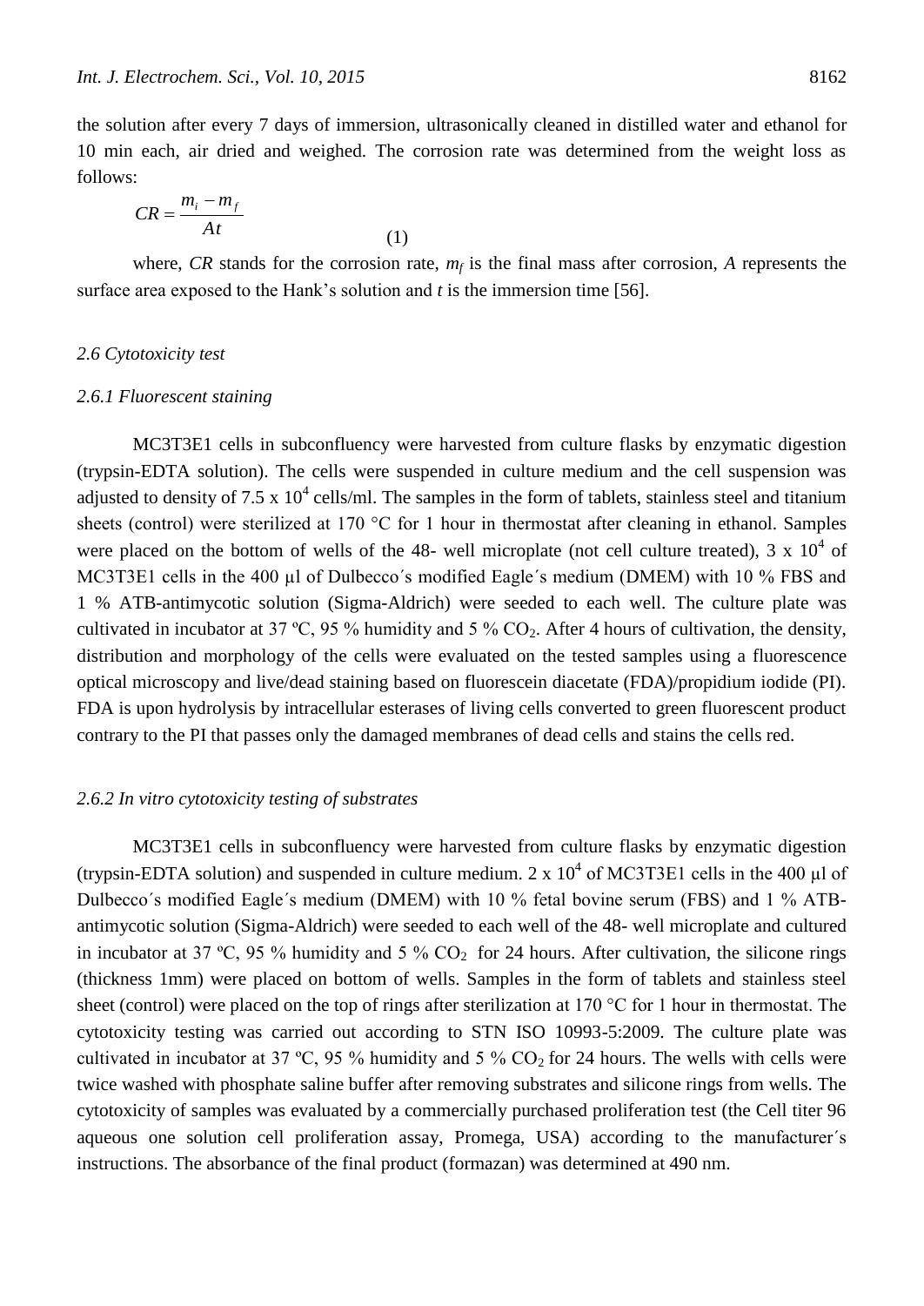the solution after every 7 days of immersion, ultrasonically cleaned in distilled water and ethanol for 10 min each, air dried and weighed. The corrosion rate was determined from the weight loss as follows:

$$CR = \frac{m_i - m_f}{At} \quad (1)$$

where, $CR$ stands for the corrosion rate, $m_f$ is the final mass after corrosion, $A$ represents the surface area exposed to the Hank's solution and $t$ is the immersion time [56].

### *2.6 Cytotoxicity test*

#### *2.6.1 Fluorescent staining*

MC3T3E1 cells in subconfluency were harvested from culture flasks by enzymatic digestion (trypsin-EDTA solution). The cells were suspended in culture medium and the cell suspension was adjusted to density of $7.5 \times 10^4$ cells/ml. The samples in the form of tablets, stainless steel and titanium sheets (control) were sterilized at 170 °C for 1 hour in thermostat after cleaning in ethanol. Samples were placed on the bottom of wells of the 48- well microplate (not cell culture treated), $3 \times 10^4$ of MC3T3E1 cells in the 400 μl of Dulbecco´s modified Eagle´s medium (DMEM) with 10 % FBS and 1 % ATB-antimycotic solution (Sigma-Aldrich) were seeded to each well. The culture plate was cultivated in incubator at 37 ºC, 95 % humidity and 5 % $CO_2$. After 4 hours of cultivation, the density, distribution and morphology of the cells were evaluated on the tested samples using a fluorescence optical microscopy and live/dead staining based on fluorescein diacetate (FDA)/propidium iodide (PI). FDA is upon hydrolysis by intracellular esterases of living cells converted to green fluorescent product contrary to the PI that passes only the damaged membranes of dead cells and stains the cells red.

#### *2.6.2 In vitro cytotoxicity testing of substrates*

MC3T3E1 cells in subconfluency were harvested from culture flasks by enzymatic digestion (trypsin-EDTA solution) and suspended in culture medium. $2 \times 10^4$ of MC3T3E1 cells in the 400 μl of Dulbecco´s modified Eagle´s medium (DMEM) with 10 % fetal bovine serum (FBS) and 1 % ATB-antimycotic solution (Sigma-Aldrich) were seeded to each well of the 48- well microplate and cultured in incubator at 37 ºC, 95 % humidity and 5 % $CO_2$ for 24 hours. After cultivation, the silicone rings (thickness 1mm) were placed on bottom of wells. Samples in the form of tablets and stainless steel sheet (control) were placed on the top of rings after sterilization at 170 °C for 1 hour in thermostat. The cytotoxicity testing was carried out according to STN ISO 10993-5:2009. The culture plate was cultivated in incubator at 37 ºC, 95 % humidity and 5 % $CO_2$ for 24 hours. The wells with cells were twice washed with phosphate saline buffer after removing substrates and silicone rings from wells. The cytotoxicity of samples was evaluated by a commercially purchased proliferation test (the Cell titer 96 aqueous one solution cell proliferation assay, Promega, USA) according to the manufacturer´s instructions. The absorbance of the final product (formazan) was determined at 490 nm.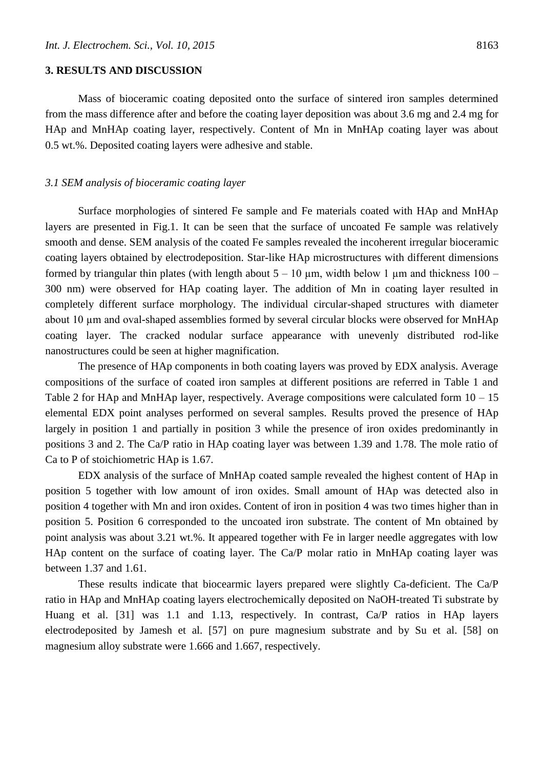## 3. RESULTS AND DISCUSSION

Mass of bioceramic coating deposited onto the surface of sintered iron samples determined from the mass difference after and before the coating layer deposition was about 3.6 mg and 2.4 mg for HAp and MnHAp coating layer, respectively. Content of Mn in MnHAp coating layer was about 0.5 wt.%. Deposited coating layers were adhesive and stable.

### *3.1 SEM analysis of bioceramic coating layer*

Surface morphologies of sintered Fe sample and Fe materials coated with HAp and MnHAp layers are presented in Fig.1. It can be seen that the surface of uncoated Fe sample was relatively smooth and dense. SEM analysis of the coated Fe samples revealed the incoherent irregular bioceramic coating layers obtained by electrodeposition. Star-like HAp microstructures with different dimensions formed by triangular thin plates (with length about 5 – 10 μm, width below 1 μm and thickness 100 – 300 nm) were observed for HAp coating layer. The addition of Mn in coating layer resulted in completely different surface morphology. The individual circular-shaped structures with diameter about 10 μm and oval-shaped assemblies formed by several circular blocks were observed for MnHAp coating layer. The cracked nodular surface appearance with unevenly distributed rod-like nanostructures could be seen at higher magnification.

The presence of HAp components in both coating layers was proved by EDX analysis. Average compositions of the surface of coated iron samples at different positions are referred in Table 1 and Table 2 for HAp and MnHAp layer, respectively. Average compositions were calculated form 10 – 15 elemental EDX point analyses performed on several samples. Results proved the presence of HAp largely in position 1 and partially in position 3 while the presence of iron oxides predominantly in positions 3 and 2. The Ca/P ratio in HAp coating layer was between 1.39 and 1.78. The mole ratio of Ca to P of stoichiometric HAp is 1.67.

EDX analysis of the surface of MnHAp coated sample revealed the highest content of HAp in position 5 together with low amount of iron oxides. Small amount of HAp was detected also in position 4 together with Mn and iron oxides. Content of iron in position 4 was two times higher than in position 5. Position 6 corresponded to the uncoated iron substrate. The content of Mn obtained by point analysis was about 3.21 wt.%. It appeared together with Fe in larger needle aggregates with low HAp content on the surface of coating layer. The Ca/P molar ratio in MnHAp coating layer was between 1.37 and 1.61.

These results indicate that biocearmic layers prepared were slightly Ca-deficient. The Ca/P ratio in HAp and MnHAp coating layers electrochemically deposited on NaOH-treated Ti substrate by Huang et al. [31] was 1.1 and 1.13, respectively. In contrast, Ca/P ratios in HAp layers electrodeposited by Jamesh et al. [57] on pure magnesium substrate and by Su et al. [58] on magnesium alloy substrate were 1.666 and 1.667, respectively.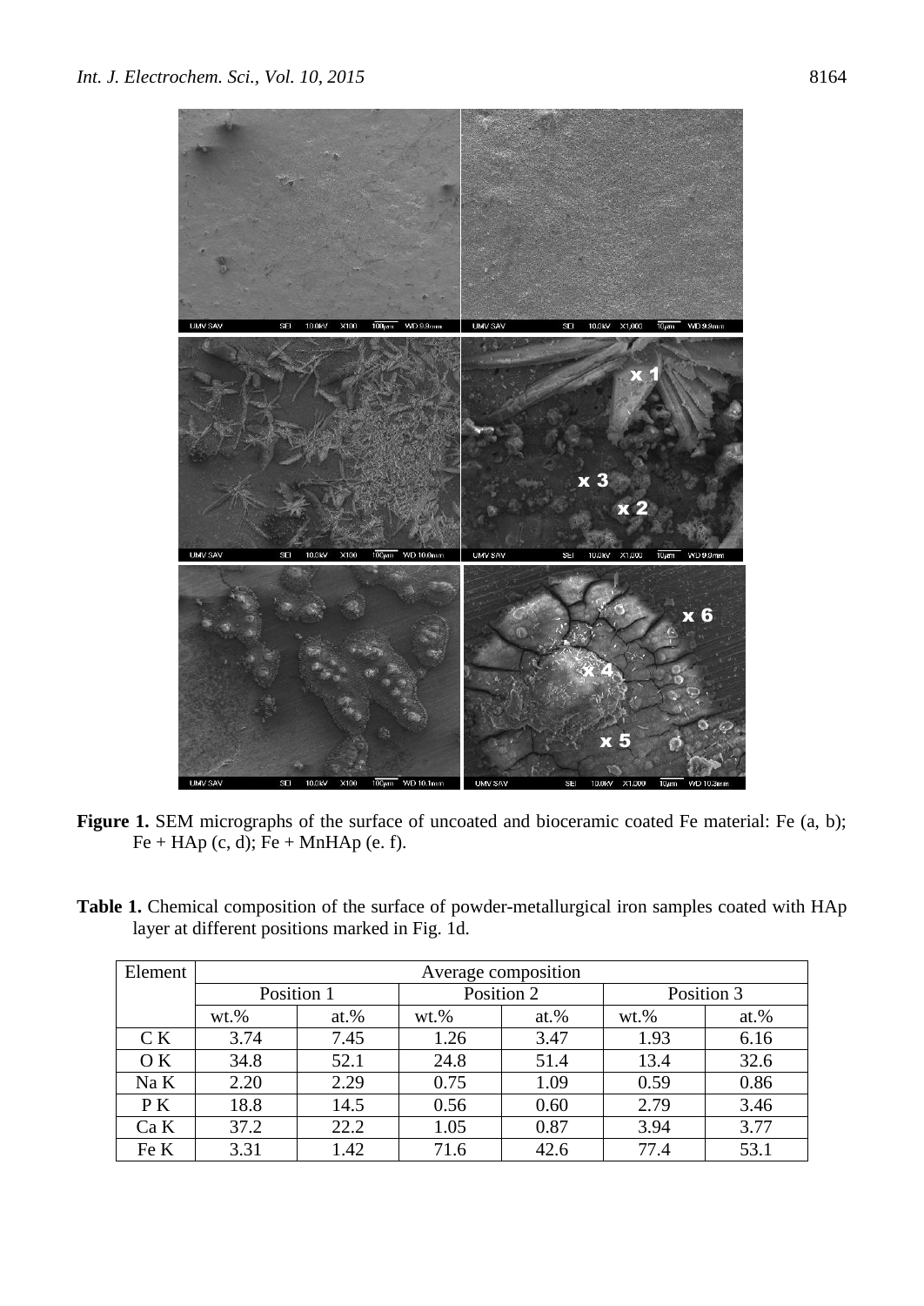**Figure 1.** SEM micrographs of the surface of uncoated and bioceramic coated Fe material: Fe (a, b); Fe + HAp (c, d); Fe + MnHAp (e. f).

**Table 1.** Chemical composition of the surface of powder-metallurgical iron samples coated with HAp layer at different positions marked in Fig. 1d.

| Element | Average composition | | | | | |
|---|---|---|---|---|---|---|
| | Position 1 | | Position 2 | | Position 3 | |
| | wt.% | at.% | wt.% | at.% | wt.% | at.% |
| C K | 3.74 | 7.45 | 1.26 | 3.47 | 1.93 | 6.16 |
| O K | 34.8 | 52.1 | 24.8 | 51.4 | 13.4 | 32.6 |
| Na K | 2.20 | 2.29 | 0.75 | 1.09 | 0.59 | 0.86 |
| P K | 18.8 | 14.5 | 0.56 | 0.60 | 2.79 | 3.46 |
| Ca K | 37.2 | 22.2 | 1.05 | 0.87 | 3.94 | 3.77 |
| Fe K | 3.31 | 1.42 | 71.6 | 42.6 | 77.4 | 53.1 |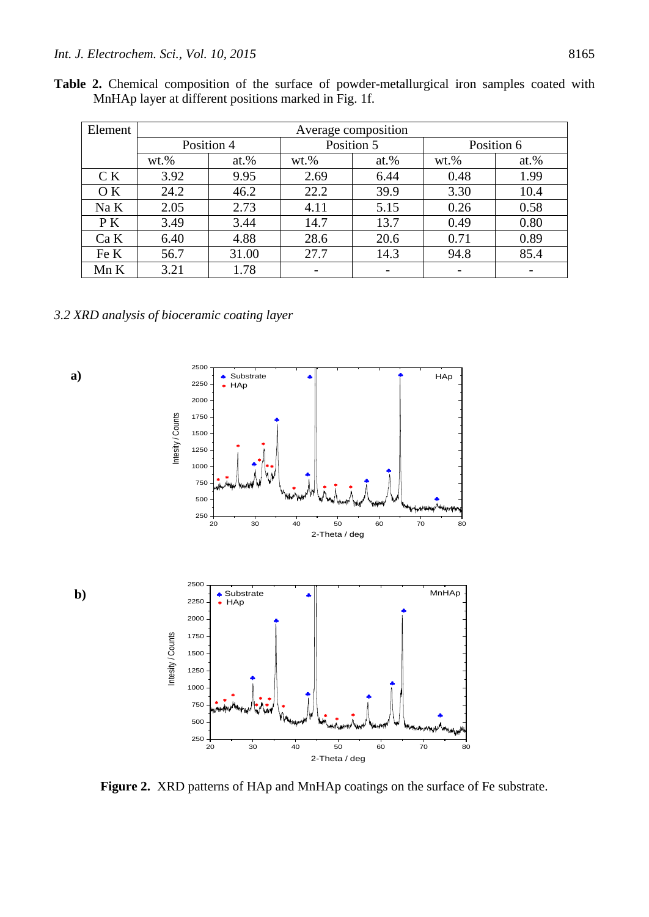**Table 2.** Chemical composition of the surface of powder-metallurgical iron samples coated with MnHAp layer at different positions marked in Fig. 1f.

| Element | Average composition | | | | | |
|---|---|---|---|---|---|---|
| | Position 4 | | Position 5 | | Position 6 | |
| | wt.% | at.% | wt.% | at.% | wt.% | at.% |
| C K | 3.92 | 9.95 | 2.69 | 6.44 | 0.48 | 1.99 |
| O K | 24.2 | 46.2 | 22.2 | 39.9 | 3.30 | 10.4 |
| Na K | 2.05 | 2.73 | 4.11 | 5.15 | 0.26 | 0.58 |
| P K | 3.49 | 3.44 | 14.7 | 13.7 | 0.49 | 0.80 |
| Ca K | 6.40 | 4.88 | 28.6 | 20.6 | 0.71 | 0.89 |
| Fe K | 56.7 | 31.00 | 27.7 | 14.3 | 94.8 | 85.4 |
| Mn K | 3.21 | 1.78 | - | - | - | - |

*3.2 XRD analysis of bioceramic coating layer*

**Figure 2.** XRD patterns of HAp and MnHAp coatings on the surface of Fe substrate.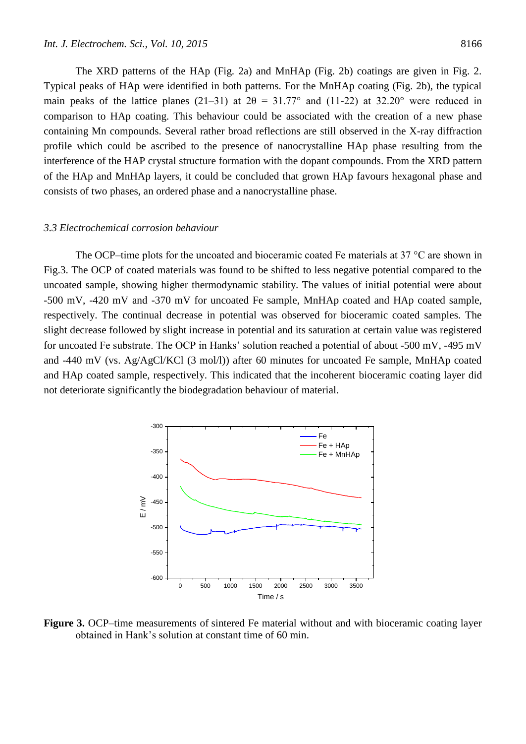The XRD patterns of the HAp (Fig. 2a) and MnHAp (Fig. 2b) coatings are given in Fig. 2. Typical peaks of HAp were identified in both patterns. For the MnHAp coating (Fig. 2b), the typical main peaks of the lattice planes (21–31) at 2θ = 31.77° and (11-22) at 32.20° were reduced in comparison to HAp coating. This behaviour could be associated with the creation of a new phase containing Mn compounds. Several rather broad reflections are still observed in the X-ray diffraction profile which could be ascribed to the presence of nanocrystalline HAp phase resulting from the interference of the HAP crystal structure formation with the dopant compounds. From the XRD pattern of the HAp and MnHAp layers, it could be concluded that grown HAp favours hexagonal phase and consists of two phases, an ordered phase and a nanocrystalline phase.

### *3.3 Electrochemical corrosion behaviour*

The OCP–time plots for the uncoated and bioceramic coated Fe materials at 37 °C are shown in Fig.3. The OCP of coated materials was found to be shifted to less negative potential compared to the uncoated sample, showing higher thermodynamic stability. The values of initial potential were about -500 mV, -420 mV and -370 mV for uncoated Fe sample, MnHAp coated and HAp coated sample, respectively. The continual decrease in potential was observed for bioceramic coated samples. The slight decrease followed by slight increase in potential and its saturation at certain value was registered for uncoated Fe substrate. The OCP in Hanks' solution reached a potential of about -500 mV, -495 mV and -440 mV (vs. Ag/AgCl/KCl (3 mol/l)) after 60 minutes for uncoated Fe sample, MnHAp coated and HAp coated sample, respectively. This indicated that the incoherent bioceramic coating layer did not deteriorate significantly the biodegradation behaviour of material.

**Figure 3.** OCP–time measurements of sintered Fe material without and with bioceramic coating layer obtained in Hank's solution at constant time of 60 min.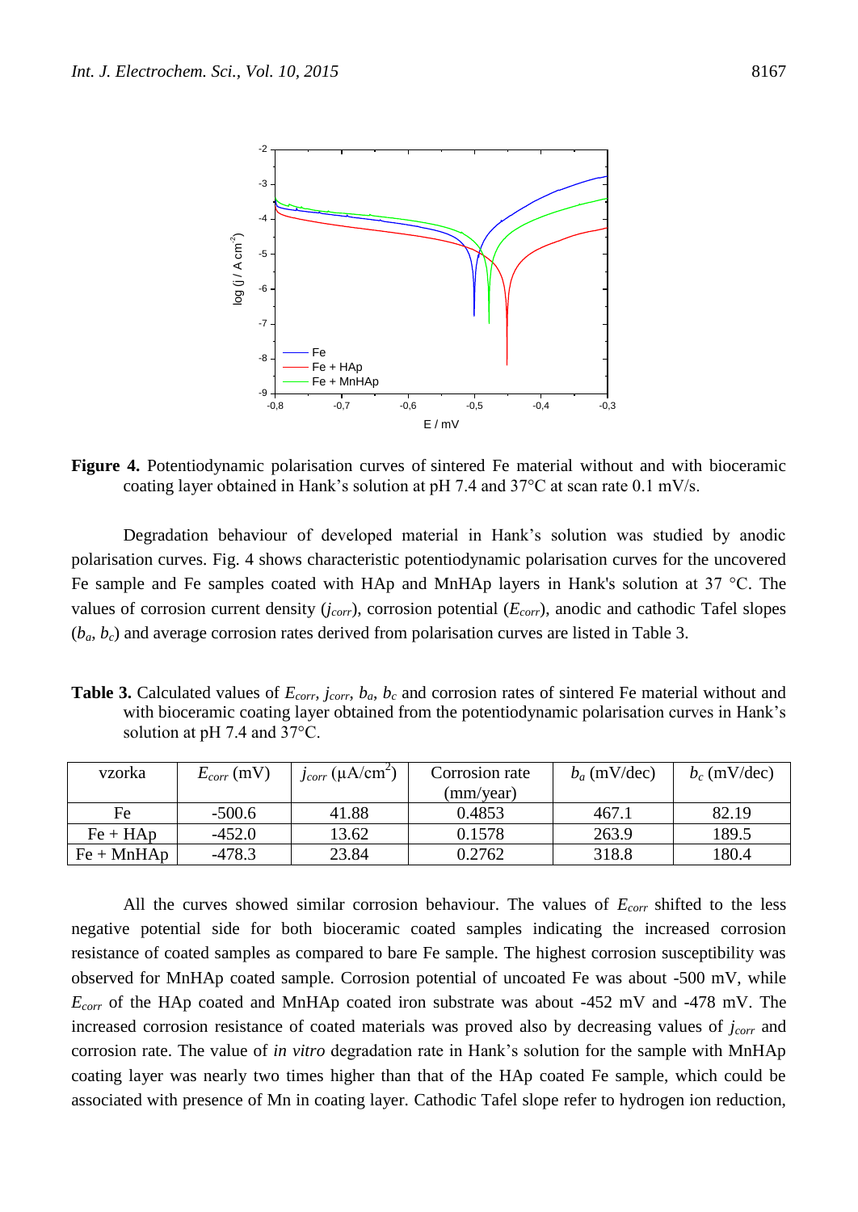**Figure 4.** Potentiodynamic polarisation curves of sintered Fe material without and with bioceramic coating layer obtained in Hank's solution at pH 7.4 and 37°C at scan rate 0.1 mV/s.

Degradation behaviour of developed material in Hank's solution was studied by anodic polarisation curves. Fig. 4 shows characteristic potentiodynamic polarisation curves for the uncovered Fe sample and Fe samples coated with HAp and MnHAp layers in Hank's solution at 37 °C. The values of corrosion current density ($j_{corr}$), corrosion potential ($E_{corr}$), anodic and cathodic Tafel slopes ($b_a$, $b_c$) and average corrosion rates derived from polarisation curves are listed in Table 3.

**Table 3.** Calculated values of $E_{corr}$, $j_{corr}$, $b_a$, $b_c$ and corrosion rates of sintered Fe material without and with bioceramic coating layer obtained from the potentiodynamic polarisation curves in Hank's solution at pH 7.4 and 37°C.

| vzorka | $E_{corr}$ (mV) | $j_{corr}$ (μA/cm$^2$) | Corrosion rate (mm/year) | $b_a$ (mV/dec) | $b_c$ (mV/dec) |
|---|---|---|---|---|---|
| Fe | -500.6 | 41.88 | 0.4853 | 467.1 | 82.19 |
| Fe + HAp | -452.0 | 13.62 | 0.1578 | 263.9 | 189.5 |
| Fe + MnHAp | -478.3 | 23.84 | 0.2762 | 318.8 | 180.4 |

All the curves showed similar corrosion behaviour. The values of $E_{corr}$ shifted to the less negative potential side for both bioceramic coated samples indicating the increased corrosion resistance of coated samples as compared to bare Fe sample. The highest corrosion susceptibility was observed for MnHAp coated sample. Corrosion potential of uncoated Fe was about -500 mV, while $E_{corr}$ of the HAp coated and MnHAp coated iron substrate was about -452 mV and -478 mV. The increased corrosion resistance of coated materials was proved also by decreasing values of $j_{corr}$ and corrosion rate. The value of *in vitro* degradation rate in Hank's solution for the sample with MnHAp coating layer was nearly two times higher than that of the HAp coated Fe sample, which could be associated with presence of Mn in coating layer. Cathodic Tafel slope refer to hydrogen ion reduction,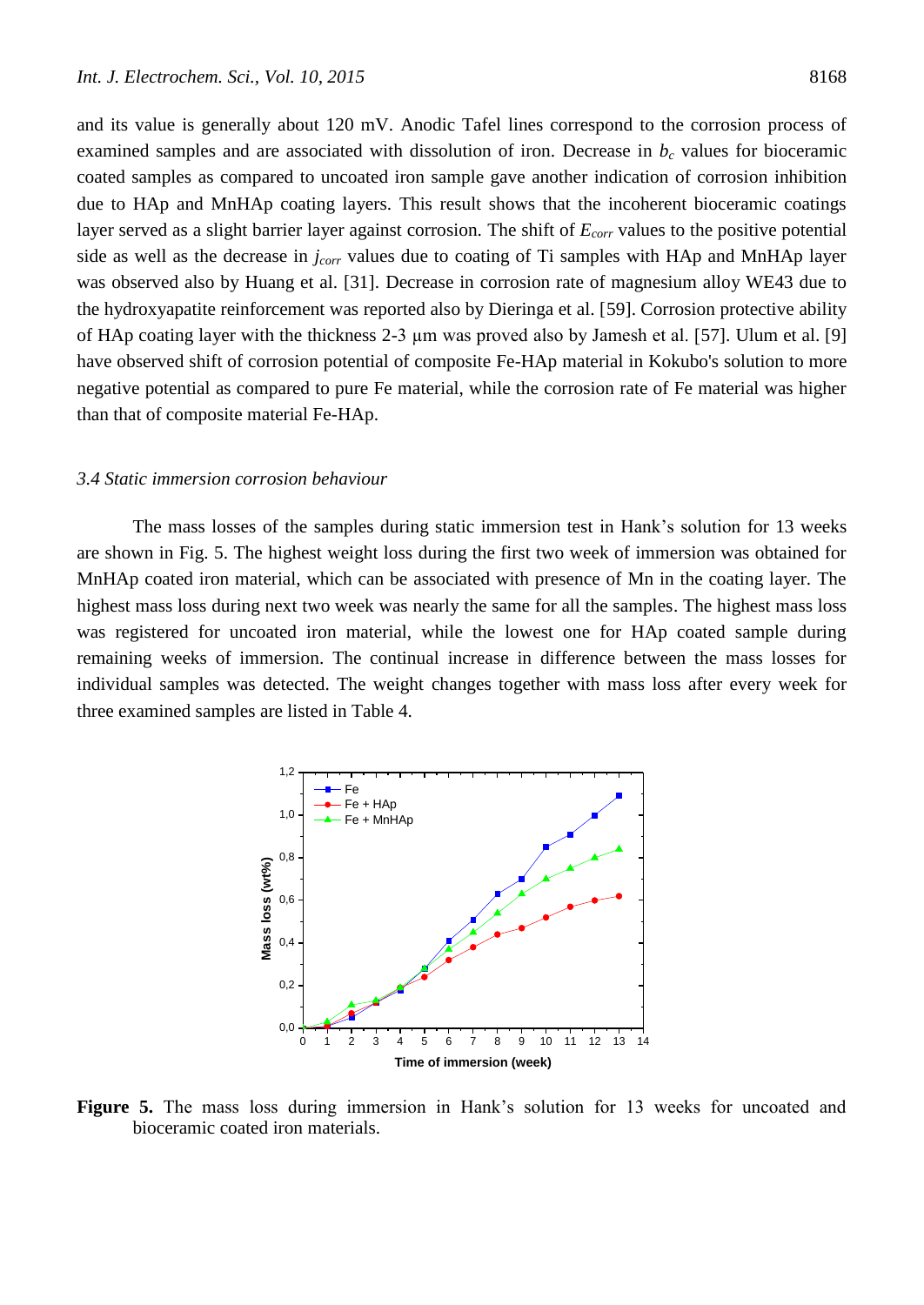and its value is generally about 120 mV. Anodic Tafel lines correspond to the corrosion process of examined samples and are associated with dissolution of iron. Decrease in $b_c$ values for bioceramic coated samples as compared to uncoated iron sample gave another indication of corrosion inhibition due to HAp and MnHAp coating layers. This result shows that the incoherent bioceramic coatings layer served as a slight barrier layer against corrosion. The shift of $E_{corr}$ values to the positive potential side as well as the decrease in $j_{corr}$ values due to coating of Ti samples with HAp and MnHAp layer was observed also by Huang et al. [31]. Decrease in corrosion rate of magnesium alloy WE43 due to the hydroxyapatite reinforcement was reported also by Dieringa et al. [59]. Corrosion protective ability of HAp coating layer with the thickness 2-3 μm was proved also by Jamesh et al. [57]. Ulum et al. [9] have observed shift of corrosion potential of composite Fe-HAp material in Kokubo's solution to more negative potential as compared to pure Fe material, while the corrosion rate of Fe material was higher than that of composite material Fe-HAp.

### *3.4 Static immersion corrosion behaviour*

The mass losses of the samples during static immersion test in Hank's solution for 13 weeks are shown in Fig. 5. The highest weight loss during the first two week of immersion was obtained for MnHAp coated iron material, which can be associated with presence of Mn in the coating layer. The highest mass loss during next two week was nearly the same for all the samples. The highest mass loss was registered for uncoated iron material, while the lowest one for HAp coated sample during remaining weeks of immersion. The continual increase in difference between the mass losses for individual samples was detected. The weight changes together with mass loss after every week for three examined samples are listed in Table 4.

**Figure 5.** The mass loss during immersion in Hank's solution for 13 weeks for uncoated and bioceramic coated iron materials.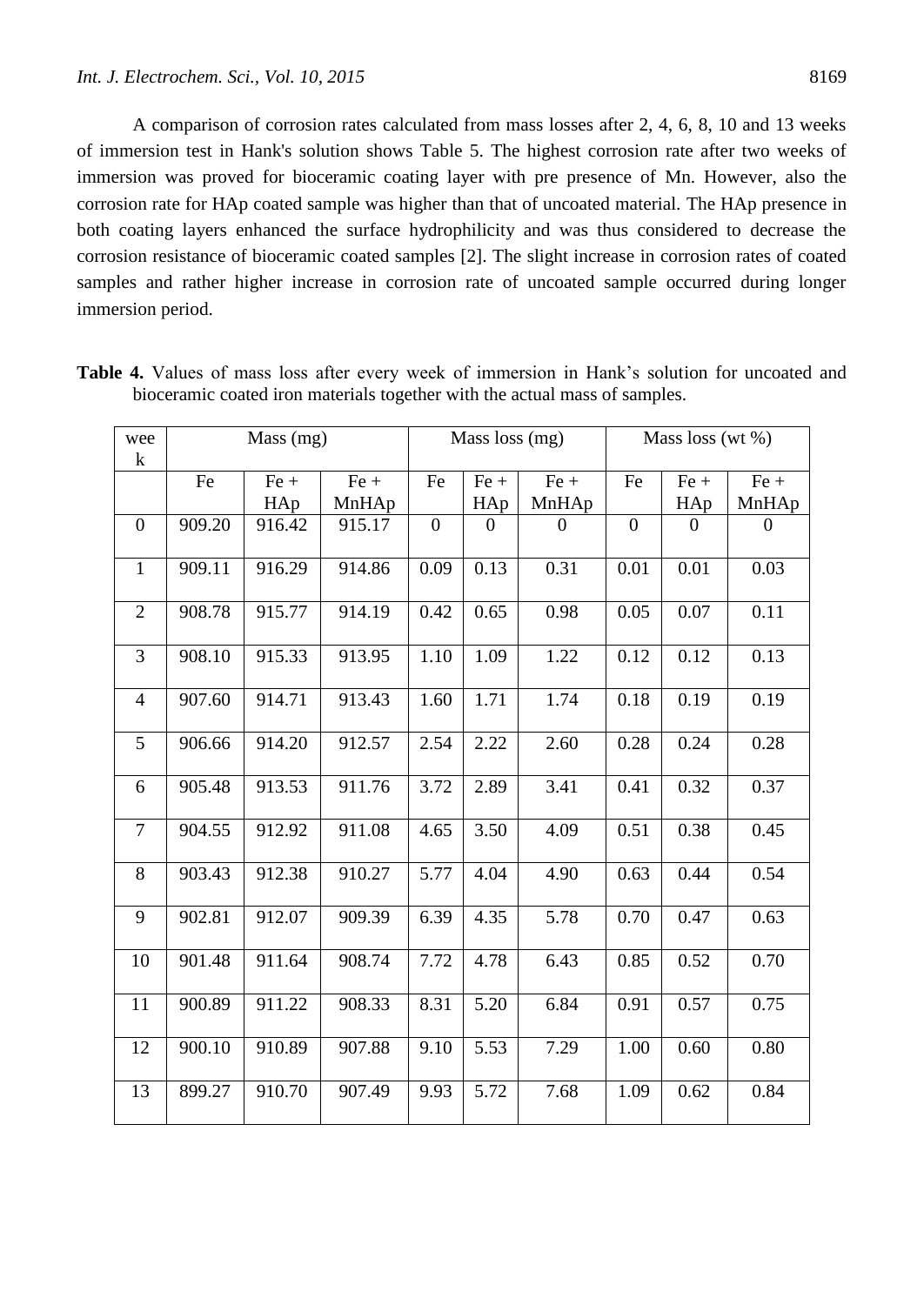A comparison of corrosion rates calculated from mass losses after 2, 4, 6, 8, 10 and 13 weeks of immersion test in Hank's solution shows Table 5. The highest corrosion rate after two weeks of immersion was proved for bioceramic coating layer with pre presence of Mn. However, also the corrosion rate for HAp coated sample was higher than that of uncoated material. The HAp presence in both coating layers enhanced the surface hydrophilicity and was thus considered to decrease the corrosion resistance of bioceramic coated samples [2]. The slight increase in corrosion rates of coated samples and rather higher increase in corrosion rate of uncoated sample occurred during longer immersion period.

**Table 4.** Values of mass loss after every week of immersion in Hank's solution for uncoated and bioceramic coated iron materials together with the actual mass of samples.

| week | Mass (mg) | | | Mass loss (mg) | | | Mass loss (wt %) | | |
|---|---|---|---|---|---|---|---|---|---|
| | Fe | Fe + HAp | Fe + MnHAp | Fe | Fe + HAp | Fe + MnHAp | Fe | Fe + HAp | Fe + MnHAp |
| 0 | 909.20 | 916.42 | 915.17 | 0 | 0 | 0 | 0 | 0 | 0 |
| 1 | 909.11 | 916.29 | 914.86 | 0.09 | 0.13 | 0.31 | 0.01 | 0.01 | 0.03 |
| 2 | 908.78 | 915.77 | 914.19 | 0.42 | 0.65 | 0.98 | 0.05 | 0.07 | 0.11 |
| 3 | 908.10 | 915.33 | 913.95 | 1.10 | 1.09 | 1.22 | 0.12 | 0.12 | 0.13 |
| 4 | 907.60 | 914.71 | 913.43 | 1.60 | 1.71 | 1.74 | 0.18 | 0.19 | 0.19 |
| 5 | 906.66 | 914.20 | 912.57 | 2.54 | 2.22 | 2.60 | 0.28 | 0.24 | 0.28 |
| 6 | 905.48 | 913.53 | 911.76 | 3.72 | 2.89 | 3.41 | 0.41 | 0.32 | 0.37 |
| 7 | 904.55 | 912.92 | 911.08 | 4.65 | 3.50 | 4.09 | 0.51 | 0.38 | 0.45 |
| 8 | 903.43 | 912.38 | 910.27 | 5.77 | 4.04 | 4.90 | 0.63 | 0.44 | 0.54 |
| 9 | 902.81 | 912.07 | 909.39 | 6.39 | 4.35 | 5.78 | 0.70 | 0.47 | 0.63 |
| 10 | 901.48 | 911.64 | 908.74 | 7.72 | 4.78 | 6.43 | 0.85 | 0.52 | 0.70 |
| 11 | 900.89 | 911.22 | 908.33 | 8.31 | 5.20 | 6.84 | 0.91 | 0.57 | 0.75 |
| 12 | 900.10 | 910.89 | 907.88 | 9.10 | 5.53 | 7.29 | 1.00 | 0.60 | 0.80 |
| 13 | 899.27 | 910.70 | 907.49 | 9.93 | 5.72 | 7.68 | 1.09 | 0.62 | 0.84 |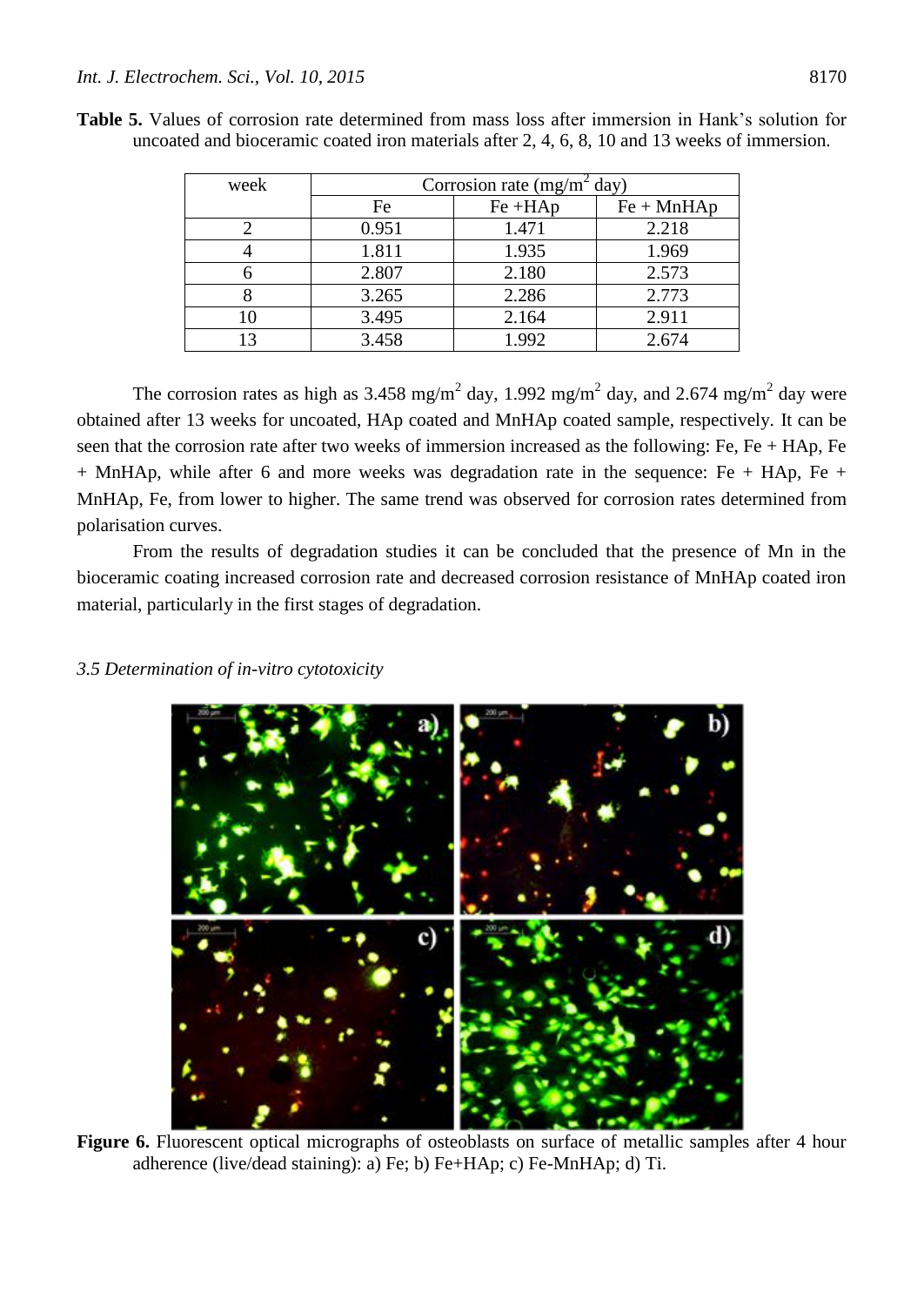**Table 5.** Values of corrosion rate determined from mass loss after immersion in Hank's solution for uncoated and bioceramic coated iron materials after 2, 4, 6, 8, 10 and 13 weeks of immersion.

| week | Corrosion rate (mg/m$^2$ day) | | |
|---|---|---|---|
| | Fe | Fe +HAp | Fe + MnHAp |
| 2 | 0.951 | 1.471 | 2.218 |
| 4 | 1.811 | 1.935 | 1.969 |
| 6 | 2.807 | 2.180 | 2.573 |
| 8 | 3.265 | 2.286 | 2.773 |
| 10 | 3.495 | 2.164 | 2.911 |
| 13 | 3.458 | 1.992 | 2.674 |

The corrosion rates as high as 3.458 mg/m$^2$ day, 1.992 mg/m$^2$ day, and 2.674 mg/m$^2$ day were obtained after 13 weeks for uncoated, HAp coated and MnHAp coated sample, respectively. It can be seen that the corrosion rate after two weeks of immersion increased as the following: Fe, Fe + HAp, Fe + MnHAp, while after 6 and more weeks was degradation rate in the sequence: Fe + HAp, Fe + MnHAp, Fe, from lower to higher. The same trend was observed for corrosion rates determined from polarisation curves.

From the results of degradation studies it can be concluded that the presence of Mn in the bioceramic coating increased corrosion rate and decreased corrosion resistance of MnHAp coated iron material, particularly in the first stages of degradation.

### *3.5 Determination of in-vitro cytotoxicity*

**Figure 6.** Fluorescent optical micrographs of osteoblasts on surface of metallic samples after 4 hour adherence (live/dead staining): a) Fe; b) Fe+HAp; c) Fe-MnHAp; d) Ti.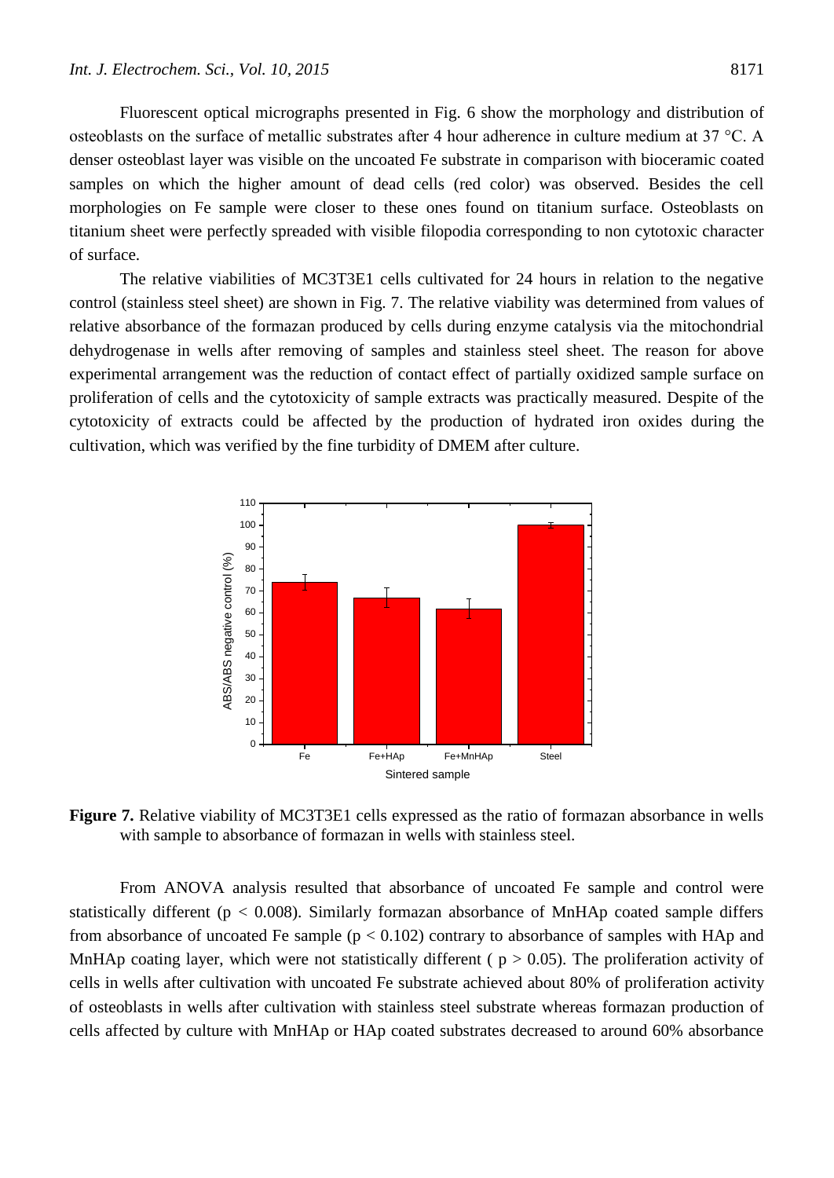Fluorescent optical micrographs presented in Fig. 6 show the morphology and distribution of osteoblasts on the surface of metallic substrates after 4 hour adherence in culture medium at 37 °C. A denser osteoblast layer was visible on the uncoated Fe substrate in comparison with bioceramic coated samples on which the higher amount of dead cells (red color) was observed. Besides the cell morphologies on Fe sample were closer to these ones found on titanium surface. Osteoblasts on titanium sheet were perfectly spreaded with visible filopodia corresponding to non cytotoxic character of surface.

The relative viabilities of MC3T3E1 cells cultivated for 24 hours in relation to the negative control (stainless steel sheet) are shown in Fig. 7. The relative viability was determined from values of relative absorbance of the formazan produced by cells during enzyme catalysis via the mitochondrial dehydrogenase in wells after removing of samples and stainless steel sheet. The reason for above experimental arrangement was the reduction of contact effect of partially oxidized sample surface on proliferation of cells and the cytotoxicity of sample extracts was practically measured. Despite of the cytotoxicity of extracts could be affected by the production of hydrated iron oxides during the cultivation, which was verified by the fine turbidity of DMEM after culture.

**Figure 7.** Relative viability of MC3T3E1 cells expressed as the ratio of formazan absorbance in wells with sample to absorbance of formazan in wells with stainless steel.

From ANOVA analysis resulted that absorbance of uncoated Fe sample and control were statistically different ($p < 0.008$). Similarly formazan absorbance of MnHAp coated sample differs from absorbance of uncoated Fe sample ($p < 0.102$) contrary to absorbance of samples with HAp and MnHAp coating layer, which were not statistically different ( $p > 0.05$). The proliferation activity of cells in wells after cultivation with uncoated Fe substrate achieved about 80% of proliferation activity of osteoblasts in wells after cultivation with stainless steel substrate whereas formazan production of cells affected by culture with MnHAp or HAp coated substrates decreased to around 60% absorbance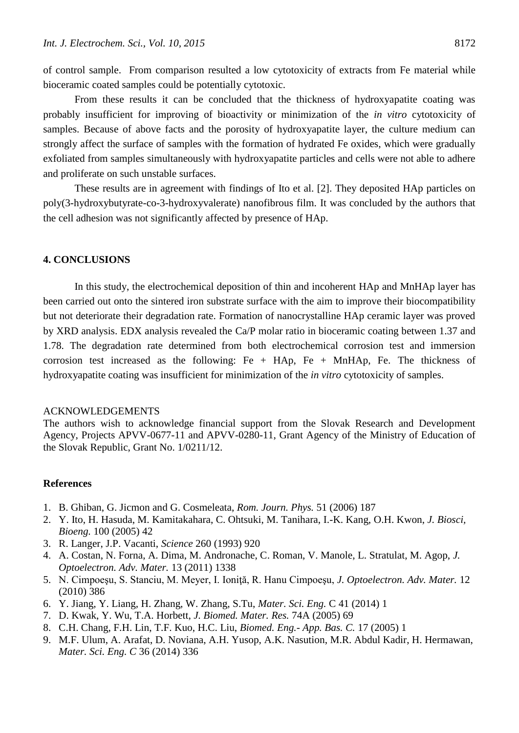of control sample. From comparison resulted a low cytotoxicity of extracts from Fe material while bioceramic coated samples could be potentially cytotoxic.

From these results it can be concluded that the thickness of hydroxyapatite coating was probably insufficient for improving of bioactivity or minimization of the *in vitro* cytotoxicity of samples. Because of above facts and the porosity of hydroxyapatite layer, the culture medium can strongly affect the surface of samples with the formation of hydrated Fe oxides, which were gradually exfoliated from samples simultaneously with hydroxyapatite particles and cells were not able to adhere and proliferate on such unstable surfaces.

These results are in agreement with findings of Ito et al. [2]. They deposited HAp particles on poly(3-hydroxybutyrate-co-3-hydroxyvalerate) nanofibrous film. It was concluded by the authors that the cell adhesion was not significantly affected by presence of HAp.

## 4. CONCLUSIONS

In this study, the electrochemical deposition of thin and incoherent HAp and MnHAp layer has been carried out onto the sintered iron substrate surface with the aim to improve their biocompatibility but not deteriorate their degradation rate. Formation of nanocrystalline HAp ceramic layer was proved by XRD analysis. EDX analysis revealed the Ca/P molar ratio in bioceramic coating between 1.37 and 1.78. The degradation rate determined from both electrochemical corrosion test and immersion corrosion test increased as the following: Fe + HAp, Fe + MnHAp, Fe. The thickness of hydroxyapatite coating was insufficient for minimization of the *in vitro* cytotoxicity of samples.

ACKNOWLEDGEMENTS

The authors wish to acknowledge financial support from the Slovak Research and Development Agency, Projects APVV-0677-11 and APVV-0280-11, Grant Agency of the Ministry of Education of the Slovak Republic, Grant No. 1/0211/12.

## References

1. B. Ghiban, G. Jicmon and G. Cosmeleata, *Rom. Journ. Phys.* 51 (2006) 187
2. Y. Ito, H. Hasuda, M. Kamitakahara, C. Ohtsuki, M. Tanihara, I.-K. Kang, O.H. Kwon, *J. Biosci, Bioeng.* 100 (2005) 42
3. R. Langer, J.P. Vacanti, *Science* 260 (1993) 920
4. A. Costan, N. Forna, A. Dima, M. Andronache, C. Roman, V. Manole, L. Stratulat, M. Agop, *J. Optoelectron. Adv. Mater.* 13 (2011) 1338
5. N. Cimpoeşu, S. Stanciu, M. Meyer, I. Ioniță, R. Hanu Cimpoeşu, *J. Optoelectron. Adv. Mater.* 12 (2010) 386
6. Y. Jiang, Y. Liang, H. Zhang, W. Zhang, S.Tu, *Mater. Sci. Eng.* C 41 (2014) 1
7. D. Kwak, Y. Wu, T.A. Horbett, *J. Biomed. Mater. Res.* 74A (2005) 69
8. C.H. Chang, F.H. Lin, T.F. Kuo, H.C. Liu, *Biomed. Eng.- App. Bas. C.* 17 (2005) 1
9. M.F. Ulum, A. Arafat, D. Noviana, A.H. Yusop, A.K. Nasution, M.R. Abdul Kadir, H. Hermawan, *Mater. Sci. Eng. C* 36 (2014) 336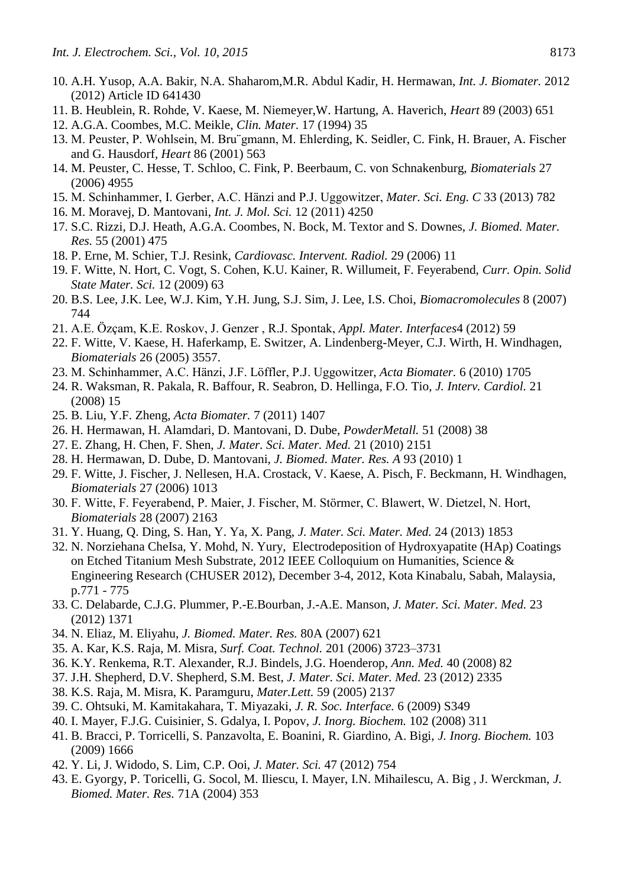10. A.H. Yusop, A.A. Bakir, N.A. Shaharom,M.R. Abdul Kadir, H. Hermawan, *Int. J. Biomater.* 2012 (2012) Article ID 641430
11. B. Heublein, R. Rohde, V. Kaese, M. Niemeyer,W. Hartung, A. Haverich, *Heart* 89 (2003) 651
12. A.G.A. Coombes, M.C. Meikle, *Clin. Mater*. 17 (1994) 35
13. M. Peuster, P. Wohlsein, M. Bru¨gmann, M. Ehlerding, K. Seidler, C. Fink, H. Brauer, A. Fischer and G. Hausdorf, *Heart* 86 (2001) 563
14. M. Peuster, C. Hesse, T. Schloo, C. Fink, P. Beerbaum, C. von Schnakenburg, *Biomaterials* 27 (2006) 4955
15. M. Schinhammer, I. Gerber, A.C. Hänzi and P.J. Uggowitzer, *Mater. Sci. Eng. C* 33 (2013) 782
16. M. Moravej, D. Mantovani, *Int. J. Mol. Sci.* 12 (2011) 4250
17. S.C. Rizzi, D.J. Heath, A.G.A. Coombes, N. Bock, M. Textor and S. Downes, *J. Biomed. Mater. Res.* 55 (2001) 475
18. P. Erne, M. Schier, T.J. Resink, *Cardiovasc. Intervent. Radiol.* 29 (2006) 11
19. F. Witte, N. Hort, C. Vogt, S. Cohen, K.U. Kainer, R. Willumeit, F. Feyerabend, *Curr. Opin. Solid State Mater. Sci.* 12 (2009) 63
20. B.S. Lee, J.K. Lee, W.J. Kim, Y.H. Jung, S.J. Sim, J. Lee, I.S. Choi, *Biomacromolecules* 8 (2007) 744
21. A.E. Özçam, K.E. Roskov, J. Genzer , R.J. Spontak, *Appl. Mater. Interfaces*4 (2012) 59
22. F. Witte, V. Kaese, H. Haferkamp, E. Switzer, A. Lindenberg-Meyer, C.J. Wirth, H. Windhagen, *Biomaterials* 26 (2005) 3557.
23. M. Schinhammer, A.C. Hänzi, J.F. Löffler, P.J. Uggowitzer, *Acta Biomater.* 6 (2010) 1705
24. R. Waksman, R. Pakala, R. Baffour, R. Seabron, D. Hellinga, F.O. Tio, *J. Interv. Cardiol.* 21 (2008) 15
25. B. Liu, Y.F. Zheng, *Acta Biomater.* 7 (2011) 1407
26. H. Hermawan, H. Alamdari, D. Mantovani, D. Dube, *PowderMetall.* 51 (2008) 38
27. E. Zhang, H. Chen, F. Shen, *J. Mater. Sci. Mater. Med.* 21 (2010) 2151
28. H. Hermawan, D. Dube, D. Mantovani, *J. Biomed. Mater. Res. A* 93 (2010) 1
29. F. Witte, J. Fischer, J. Nellesen, H.A. Crostack, V. Kaese, A. Pisch, F. Beckmann, H. Windhagen, *Biomaterials* 27 (2006) 1013
30. F. Witte, F. Feyerabend, P. Maier, J. Fischer, M. Störmer, C. Blawert, W. Dietzel, N. Hort, *Biomaterials* 28 (2007) 2163
31. Y. Huang, Q. Ding, S. Han, Y. Ya, X. Pang, *J. Mater. Sci. Mater. Med.* 24 (2013) 1853
32. N. Norziehana CheIsa, Y. Mohd, N. Yury, Electrodeposition of Hydroxyapatite (HAp) Coatings on Etched Titanium Mesh Substrate, 2012 IEEE Colloquium on Humanities, Science & Engineering Research (CHUSER 2012), December 3-4, 2012, Kota Kinabalu, Sabah, Malaysia, p.771 - 775
33. C. Delabarde, C.J.G. Plummer, P.-E.Bourban, J.-A.E. Manson, *J. Mater. Sci. Mater. Med.* 23 (2012) 1371
34. N. Eliaz, M. Eliyahu, *J. Biomed. Mater. Res.* 80A (2007) 621
35. A. Kar, K.S. Raja, M. Misra, *Surf. Coat. Technol.* 201 (2006) 3723–3731
36. K.Y. Renkema, R.T. Alexander, R.J. Bindels, J.G. Hoenderop, *Ann. Med.* 40 (2008) 82
37. J.H. Shepherd, D.V. Shepherd, S.M. Best, *J. Mater. Sci. Mater. Med.* 23 (2012) 2335
38. K.S. Raja, M. Misra, K. Paramguru, *Mater.Lett.* 59 (2005) 2137
39. C. Ohtsuki, M. Kamitakahara, T. Miyazaki, *J. R. Soc. Interface.* 6 (2009) S349
40. I. Mayer, F.J.G. Cuisinier, S. Gdalya, I. Popov, *J. Inorg. Biochem.* 102 (2008) 311
41. B. Bracci, P. Torricelli, S. Panzavolta, E. Boanini, R. Giardino, A. Bigi, *J. Inorg. Biochem.* 103 (2009) 1666
42. Y. Li, J. Widodo, S. Lim, C.P. Ooi, *J. Mater. Sci.* 47 (2012) 754
43. E. Gyorgy, P. Toricelli, G. Socol, M. Iliescu, I. Mayer, I.N. Mihailescu, A. Big , J. Werckman, *J. Biomed. Mater. Res.* 71A (2004) 353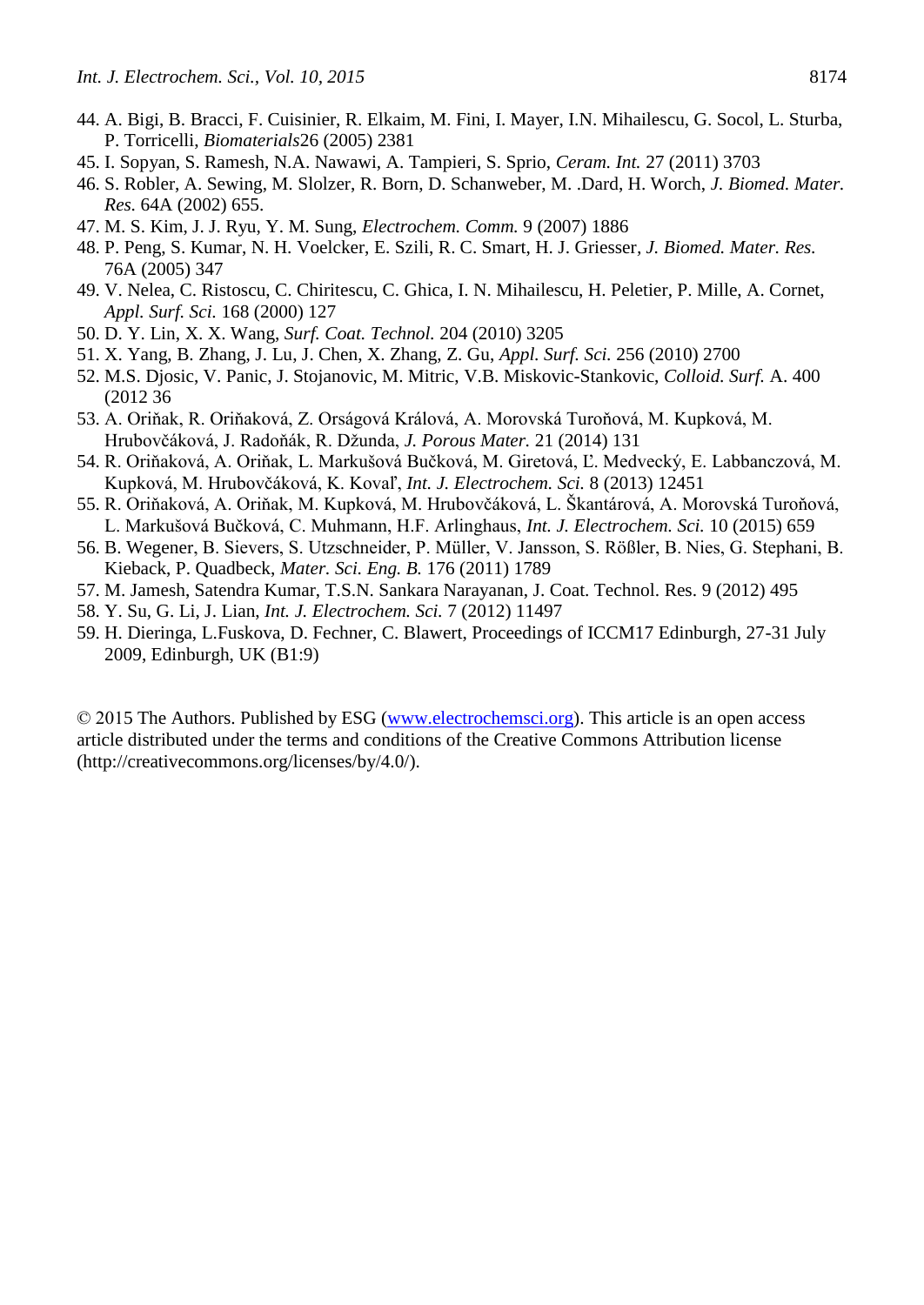44. A. Bigi, B. Bracci, F. Cuisinier, R. Elkaim, M. Fini, I. Mayer, I.N. Mihailescu, G. Socol, L. Sturba, P. Torricelli, *Biomaterials*26 (2005) 2381
45. I. Sopyan, S. Ramesh, N.A. Nawawi, A. Tampieri, S. Sprio, *Ceram. Int.* 27 (2011) 3703
46. S. Robler, A. Sewing, M. Slolzer, R. Born, D. Schanweber, M. .Dard, H. Worch, *J. Biomed. Mater. Res.* 64A (2002) 655.
47. M. S. Kim, J. J. Ryu, Y. M. Sung, *Electrochem. Comm.* 9 (2007) 1886
48. P. Peng, S. Kumar, N. H. Voelcker, E. Szili, R. C. Smart, H. J. Griesser, *J. Biomed. Mater. Res.* 76A (2005) 347
49. V. Nelea, C. Ristoscu, C. Chiritescu, C. Ghica, I. N. Mihailescu, H. Peletier, P. Mille, A. Cornet, *Appl. Surf. Sci.* 168 (2000) 127
50. D. Y. Lin, X. X. Wang, *Surf. Coat. Technol.* 204 (2010) 3205
51. X. Yang, B. Zhang, J. Lu, J. Chen, X. Zhang, Z. Gu, *Appl. Surf. Sci.* 256 (2010) 2700
52. M.S. Djosic, V. Panic, J. Stojanovic, M. Mitric, V.B. Miskovic-Stankovic, *Colloid. Surf.* A. 400 (2012 36
53. A. Oriňak, R. Oriňaková, Z. Orságová Králová, A. Morovská Turoňová, M. Kupková, M. Hrubovčáková, J. Radoňák, R. Džunda, *J. Porous Mater.* 21 (2014) 131
54. R. Oriňaková, A. Oriňak, L. Markušová Bučková, M. Giretová, Ľ. Medvecký, E. Labbanczová, M. Kupková, M. Hrubovčáková, K. Kovaľ, *Int. J. Electrochem. Sci.* 8 (2013) 12451
55. R. Oriňaková, A. Oriňak, M. Kupková, M. Hrubovčáková, L. Škantárová, A. Morovská Turoňová, L. Markušová Bučková, C. Muhmann, H.F. Arlinghaus, *Int. J. Electrochem. Sci.* 10 (2015) 659
56. B. Wegener, B. Sievers, S. Utzschneider, P. Müller, V. Jansson, S. Rößler, B. Nies, G. Stephani, B. Kieback, P. Quadbeck, *Mater. Sci. Eng. B.* 176 (2011) 1789
57. M. Jamesh, Satendra Kumar, T.S.N. Sankara Narayanan, J. Coat. Technol. Res. 9 (2012) 495
58. Y. Su, G. Li, J. Lian, *Int. J. Electrochem. Sci.* 7 (2012) 11497
59. H. Dieringa, L.Fuskova, D. Fechner, C. Blawert, Proceedings of ICCM17 Edinburgh, 27-31 July 2009, Edinburgh, UK (B1:9)

© 2015 The Authors. Published by ESG (www.electrochemsci.org). This article is an open access article distributed under the terms and conditions of the Creative Commons Attribution license (http://creativecommons.org/licenses/by/4.0/).